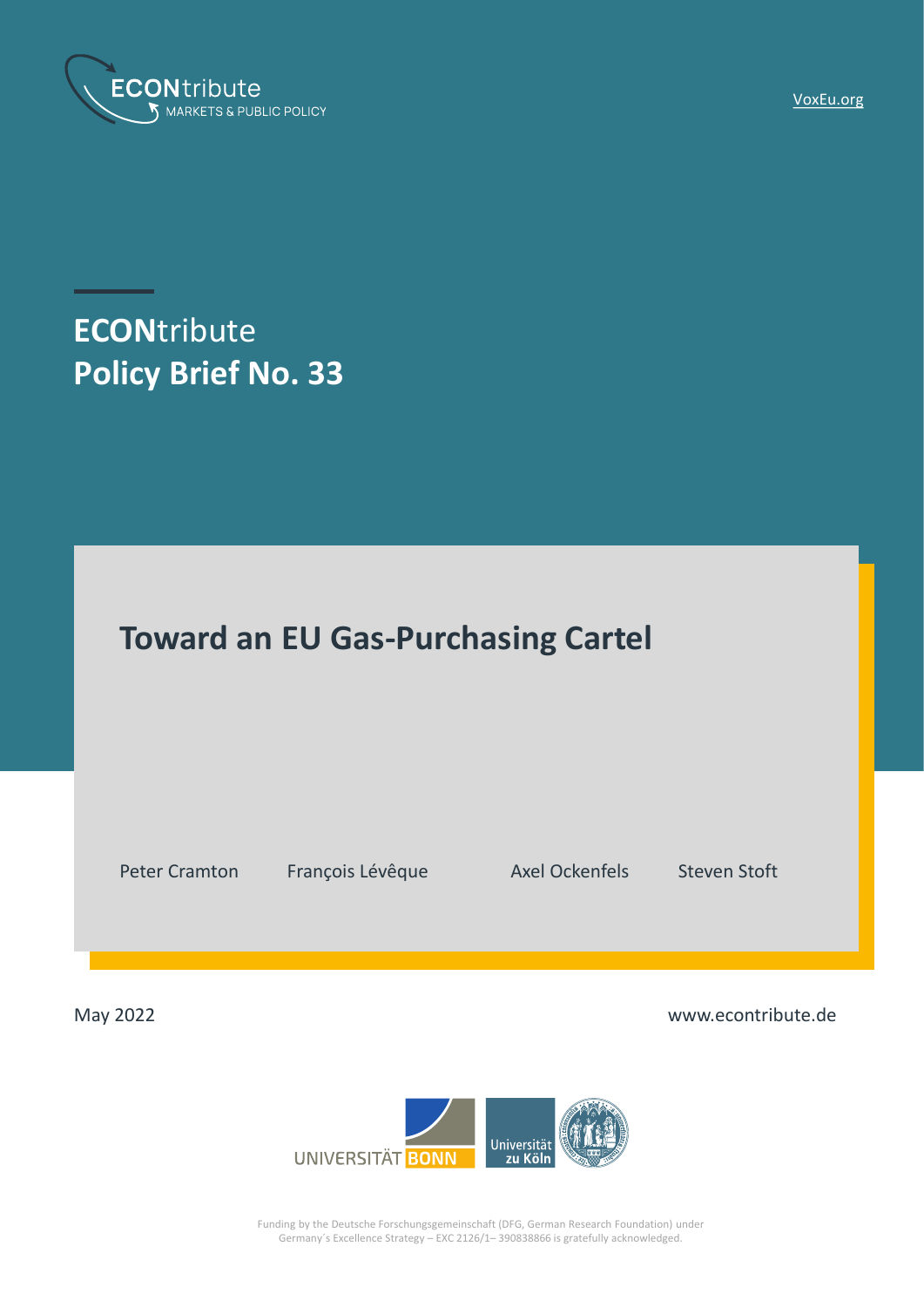ECONtribute
MARKETS & PUBLIC POLICY

VoxEu.org

# ECONtribute Policy Brief No. 33

## Toward an EU Gas-Purchasing Cartel

Peter Cramton François Lévêque Axel Ockenfels Steven Stoft

May 2022

www.econtribute.de

UNIVERSITÄT BONN Universität zu Köln

Funding by the Deutsche Forschungsgemeinschaft (DFG, German Research Foundation) under Germany´s Excellence Strategy – EXC 2126/1– 390838866 is gratefully acknowledged.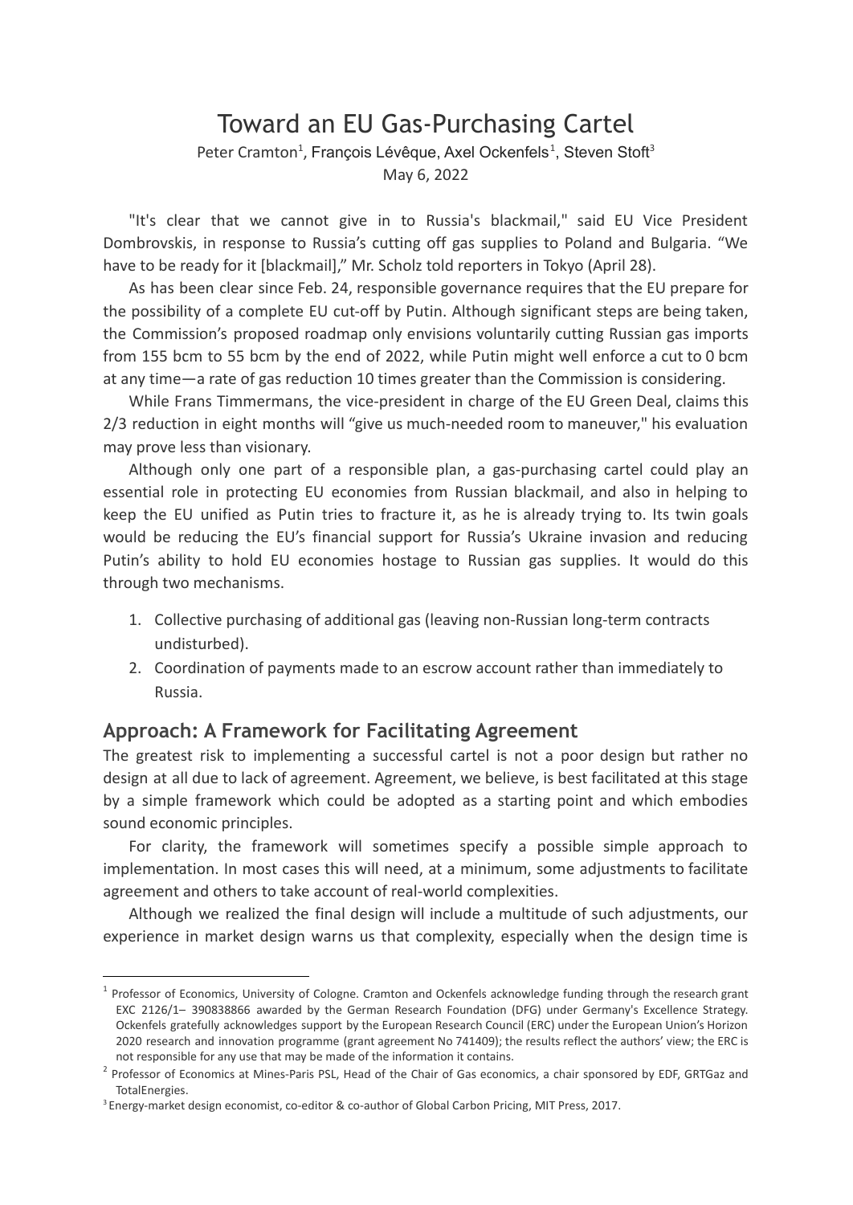# Toward an EU Gas-Purchasing Cartel

Peter Cramton[1], François Lévêque, Axel Ockenfels[1], Steven Stoft[3]

May 6, 2022

"It's clear that we cannot give in to Russia's blackmail," said EU Vice President Dombrovskis, in response to Russia's cutting off gas supplies to Poland and Bulgaria. "We have to be ready for it [blackmail]," Mr. Scholz told reporters in Tokyo (April 28).

As has been clear since Feb. 24, responsible governance requires that the EU prepare for the possibility of a complete EU cut-off by Putin. Although significant steps are being taken, the Commission's proposed roadmap only envisions voluntarily cutting Russian gas imports from 155 bcm to 55 bcm by the end of 2022, while Putin might well enforce a cut to 0 bcm at any time—a rate of gas reduction 10 times greater than the Commission is considering.

While Frans Timmermans, the vice-president in charge of the EU Green Deal, claims this 2/3 reduction in eight months will "give us much-needed room to maneuver," his evaluation may prove less than visionary.

Although only one part of a responsible plan, a gas-purchasing cartel could play an essential role in protecting EU economies from Russian blackmail, and also in helping to keep the EU unified as Putin tries to fracture it, as he is already trying to. Its twin goals would be reducing the EU's financial support for Russia's Ukraine invasion and reducing Putin's ability to hold EU economies hostage to Russian gas supplies. It would do this through two mechanisms.

1. Collective purchasing of additional gas (leaving non-Russian long-term contracts undisturbed).
2. Coordination of payments made to an escrow account rather than immediately to Russia.

## Approach: A Framework for Facilitating Agreement

The greatest risk to implementing a successful cartel is not a poor design but rather no design at all due to lack of agreement. Agreement, we believe, is best facilitated at this stage by a simple framework which could be adopted as a starting point and which embodies sound economic principles.

For clarity, the framework will sometimes specify a possible simple approach to implementation. In most cases this will need, at a minimum, some adjustments to facilitate agreement and others to take account of real-world complexities.

Although we realized the final design will include a multitude of such adjustments, our experience in market design warns us that complexity, especially when the design time is

---

[1] Professor of Economics, University of Cologne. Cramton and Ockenfels acknowledge funding through the research grant EXC 2126/1– 390838866 awarded by the German Research Foundation (DFG) under Germany's Excellence Strategy. Ockenfels gratefully acknowledges support by the European Research Council (ERC) under the European Union's Horizon 2020 research and innovation programme (grant agreement No 741409); the results reflect the authors' view; the ERC is not responsible for any use that may be made of the information it contains.

[2] Professor of Economics at Mines-Paris PSL, Head of the Chair of Gas economics, a chair sponsored by EDF, GRTGaz and TotalEnergies.

[3] Energy-market design economist, co-editor & co-author of Global Carbon Pricing, MIT Press, 2017.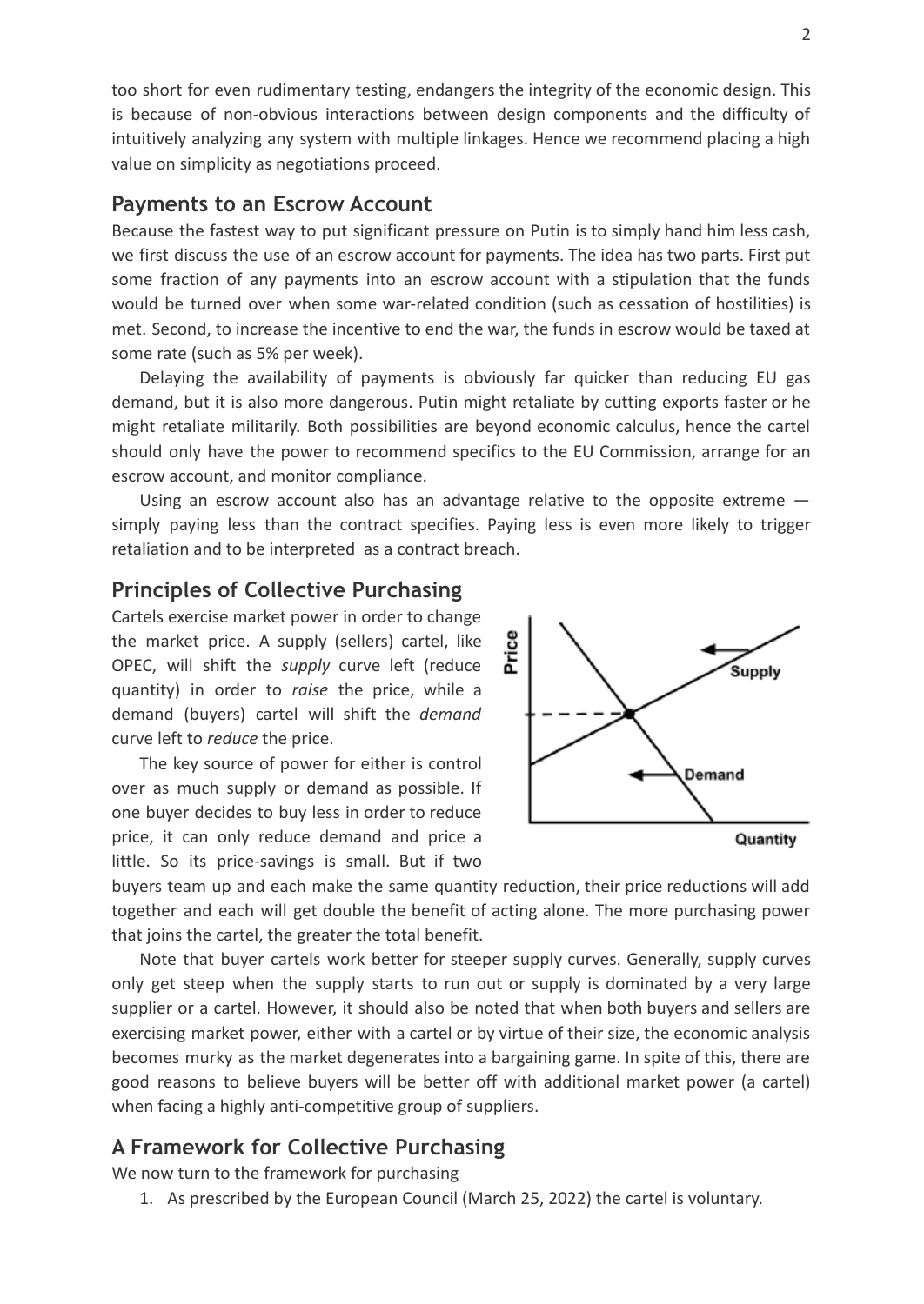too short for even rudimentary testing, endangers the integrity of the economic design. This is because of non-obvious interactions between design components and the difficulty of intuitively analyzing any system with multiple linkages. Hence we recommend placing a high value on simplicity as negotiations proceed.

## Payments to an Escrow Account

Because the fastest way to put significant pressure on Putin is to simply hand him less cash, we first discuss the use of an escrow account for payments. The idea has two parts. First put some fraction of any payments into an escrow account with a stipulation that the funds would be turned over when some war-related condition (such as cessation of hostilities) is met. Second, to increase the incentive to end the war, the funds in escrow would be taxed at some rate (such as 5% per week).

Delaying the availability of payments is obviously far quicker than reducing EU gas demand, but it is also more dangerous. Putin might retaliate by cutting exports faster or he might retaliate militarily. Both possibilities are beyond economic calculus, hence the cartel should only have the power to recommend specifics to the EU Commission, arrange for an escrow account, and monitor compliance.

Using an escrow account also has an advantage relative to the opposite extreme — simply paying less than the contract specifies. Paying less is even more likely to trigger retaliation and to be interpreted as a contract breach.

## Principles of Collective Purchasing

Cartels exercise market power in order to change the market price. A supply (sellers) cartel, like OPEC, will shift the *supply* curve left (reduce quantity) in order to *raise* the price, while a demand (buyers) cartel will shift the *demand* curve left to *reduce* the price.

The key source of power for either is control over as much supply or demand as possible. If one buyer decides to buy less in order to reduce price, it can only reduce demand and price a little. So its price-savings is small. But if two buyers team up and each make the same quantity reduction, their price reductions will add together and each will get double the benefit of acting alone. The more purchasing power that joins the cartel, the greater the total benefit.

Note that buyer cartels work better for steeper supply curves. Generally, supply curves only get steep when the supply starts to run out or supply is dominated by a very large supplier or a cartel. However, it should also be noted that when both buyers and sellers are exercising market power, either with a cartel or by virtue of their size, the economic analysis becomes murky as the market degenerates into a bargaining game. In spite of this, there are good reasons to believe buyers will be better off with additional market power (a cartel) when facing a highly anti-competitive group of suppliers.

## A Framework for Collective Purchasing

We now turn to the framework for purchasing

1. As prescribed by the European Council (March 25, 2022) the cartel is voluntary.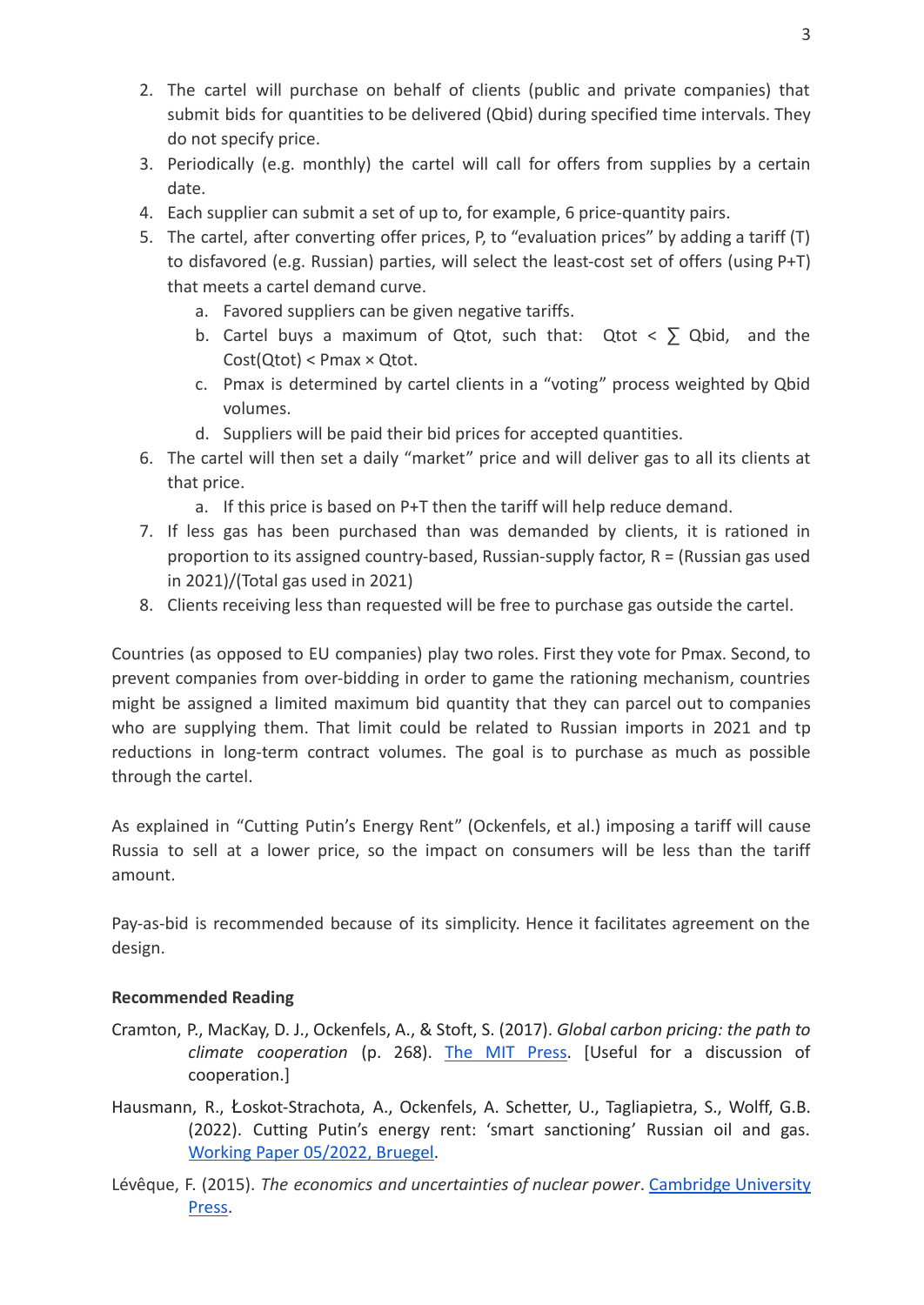2. The cartel will purchase on behalf of clients (public and private companies) that submit bids for quantities to be delivered (Qbid) during specified time intervals. They do not specify price.
3. Periodically (e.g. monthly) the cartel will call for offers from supplies by a certain date.
4. Each supplier can submit a set of up to, for example, 6 price-quantity pairs.
5. The cartel, after converting offer prices, P, to "evaluation prices" by adding a tariff (T) to disfavored (e.g. Russian) parties, will select the least-cost set of offers (using P+T) that meets a cartel demand curve.
   a. Favored suppliers can be given negative tariffs.
   b. Cartel buys a maximum of Qtot, such that: $\text{Qtot} < \sum \text{Qbid}$, and the $\text{Cost(Qtot)} < \text{Pmax} \times \text{Qtot}$.
   c. Pmax is determined by cartel clients in a "voting" process weighted by Qbid volumes.
   d. Suppliers will be paid their bid prices for accepted quantities.
6. The cartel will then set a daily "market" price and will deliver gas to all its clients at that price.
   a. If this price is based on P+T then the tariff will help reduce demand.
7. If less gas has been purchased than was demanded by clients, it is rationed in proportion to its assigned country-based, Russian-supply factor, R = (Russian gas used in 2021)/(Total gas used in 2021)
8. Clients receiving less than requested will be free to purchase gas outside the cartel.

Countries (as opposed to EU companies) play two roles. First they vote for Pmax. Second, to prevent companies from over-bidding in order to game the rationing mechanism, countries might be assigned a limited maximum bid quantity that they can parcel out to companies who are supplying them. That limit could be related to Russian imports in 2021 and tp reductions in long-term contract volumes. The goal is to purchase as much as possible through the cartel.

As explained in "Cutting Putin's Energy Rent" (Ockenfels, et al.) imposing a tariff will cause Russia to sell at a lower price, so the impact on consumers will be less than the tariff amount.

Pay-as-bid is recommended because of its simplicity. Hence it facilitates agreement on the design.

**Recommended Reading**

Cramton, P., MacKay, D. J., Ockenfels, A., & Stoft, S. (2017). *Global carbon pricing: the path to climate cooperation* (p. 268). The MIT Press. [Useful for a discussion of cooperation.]

Hausmann, R., Łoskot-Strachota, A., Ockenfels, A. Schetter, U., Tagliapietra, S., Wolff, G.B. (2022). Cutting Putin's energy rent: 'smart sanctioning' Russian oil and gas. Working Paper 05/2022, Bruegel.

Lévêque, F. (2015). *The economics and uncertainties of nuclear power*. Cambridge University Press.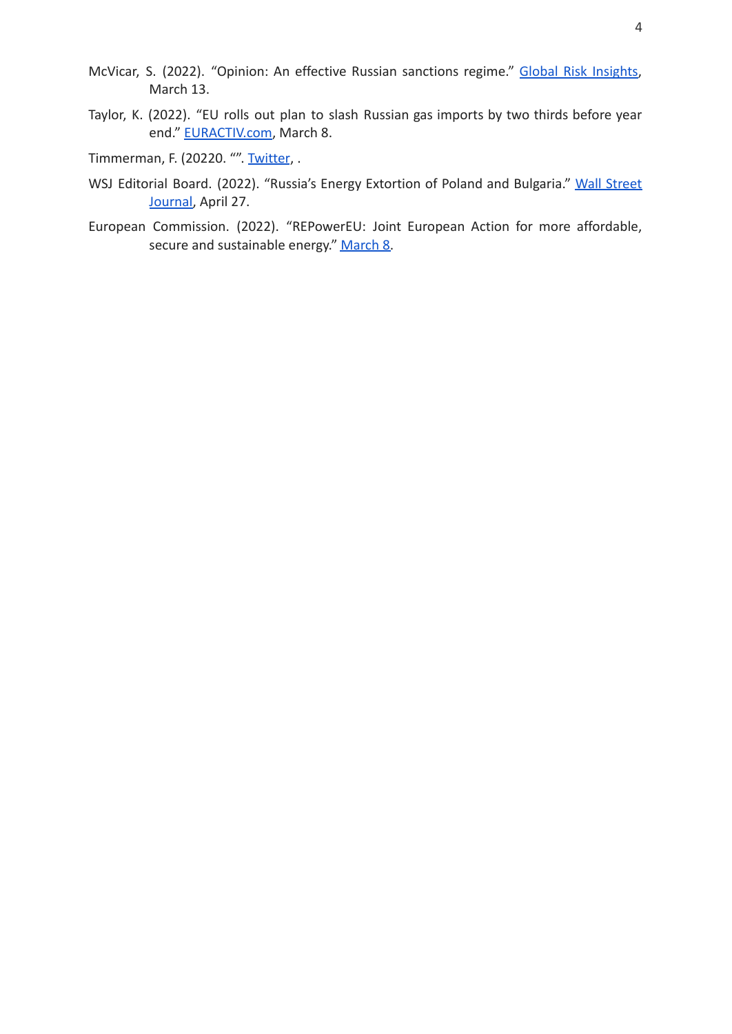McVicar, S. (2022). "Opinion: An effective Russian sanctions regime." Global Risk Insights, March 13.

Taylor, K. (2022). "EU rolls out plan to slash Russian gas imports by two thirds before year end." EURACTIV.com, March 8.

Timmerman, F. (20220. "". Twitter, .

WSJ Editorial Board. (2022). "Russia's Energy Extortion of Poland and Bulgaria." Wall Street Journal, April 27.

European Commission. (2022). "REPowerEU: Joint European Action for more affordable, secure and sustainable energy." March 8.